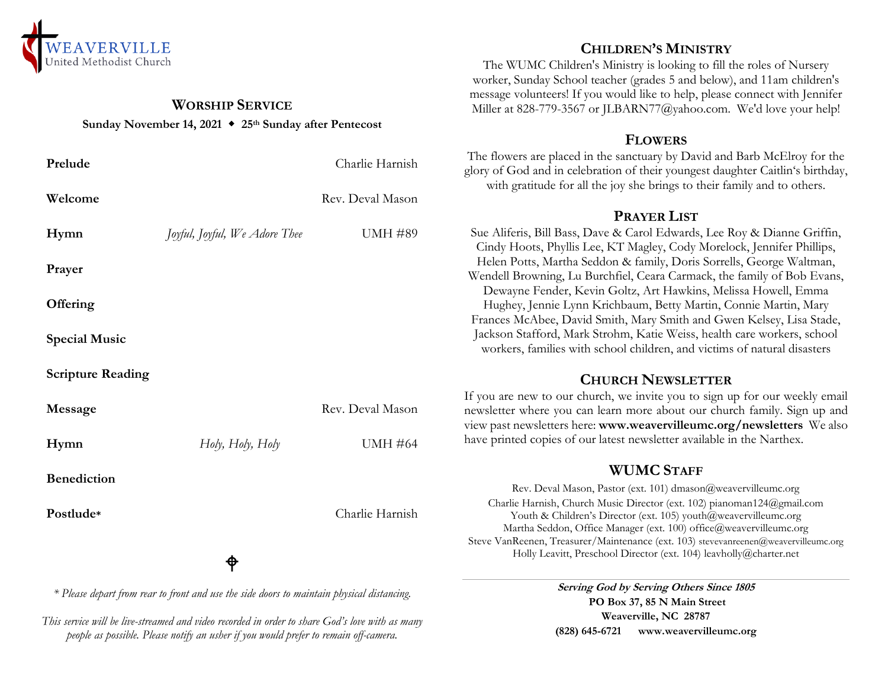WEAVERVILLE
United Methodist Church

## WORSHIP SERVICE

**Sunday November 14, 2021 ◆ 25th Sunday after Pentecost**

| | | |
|---|---|---|
| **Prelude** | | Charlie Harnish |
| **Welcome** | | Rev. Deval Mason |
| **Hymn** | *Joyful, Joyful, We Adore Thee* | UMH #89 |
| **Prayer** | | |
| **Offering** | | |
| **Special Music** | | |
| **Scripture Reading** | | |
| **Message** | | Rev. Deval Mason |
| **Hymn** | *Holy, Holy, Holy* | UMH #64 |
| **Benediction** | | |
| **Postlude*** | | Charlie Harnish |

*\* Please depart from rear to front and use the side doors to maintain physical distancing.*

*This service will be live-streamed and video recorded in order to share God's love with as many people as possible. Please notify an usher if you would prefer to remain off-camera.*

## CHILDREN'S MINISTRY

The WUMC Children's Ministry is looking to fill the roles of Nursery worker, Sunday School teacher (grades 5 and below), and 11am children's message volunteers! If you would like to help, please connect with Jennifer Miller at 828-779-3567 or JLBARN77@yahoo.com. We'd love your help!

## FLOWERS

The flowers are placed in the sanctuary by David and Barb McElroy for the glory of God and in celebration of their youngest daughter Caitlin's birthday, with gratitude for all the joy she brings to their family and to others.

## PRAYER LIST

Sue Aliferis, Bill Bass, Dave & Carol Edwards, Lee Roy & Dianne Griffin, Cindy Hoots, Phyllis Lee, KT Magley, Cody Morelock, Jennifer Phillips, Helen Potts, Martha Seddon & family, Doris Sorrells, George Waltman, Wendell Browning, Lu Burchfiel, Ceara Carmack, the family of Bob Evans, Dewayne Fender, Kevin Goltz, Art Hawkins, Melissa Howell, Emma Hughey, Jennie Lynn Krichbaum, Betty Martin, Connie Martin, Mary Frances McAbee, David Smith, Mary Smith and Gwen Kelsey, Lisa Stade, Jackson Stafford, Mark Strohm, Katie Weiss, health care workers, school workers, families with school children, and victims of natural disasters

## CHURCH NEWSLETTER

If you are new to our church, we invite you to sign up for our weekly email newsletter where you can learn more about our church family. Sign up and view past newsletters here: **www.weavervilleumc.org/newsletters** We also have printed copies of our latest newsletter available in the Narthex.

## WUMC STAFF

Rev. Deval Mason, Pastor (ext. 101) dmason@weavervilleumc.org
Charlie Harnish, Church Music Director (ext. 102) pianoman124@gmail.com
Youth & Children's Director (ext. 105) youth@weavervilleumc.org
Martha Seddon, Office Manager (ext. 100) office@weavervilleumc.org
Steve VanReenen, Treasurer/Maintenance (ext. 103) stevevanreenen@weavervilleumc.org
Holly Leavitt, Preschool Director (ext. 104) leavholly@charter.net

***Serving God by Serving Others Since 1805***
**PO Box 37, 85 N Main Street**
**Weaverville, NC 28787**
**(828) 645-6721 www.weavervilleumc.org**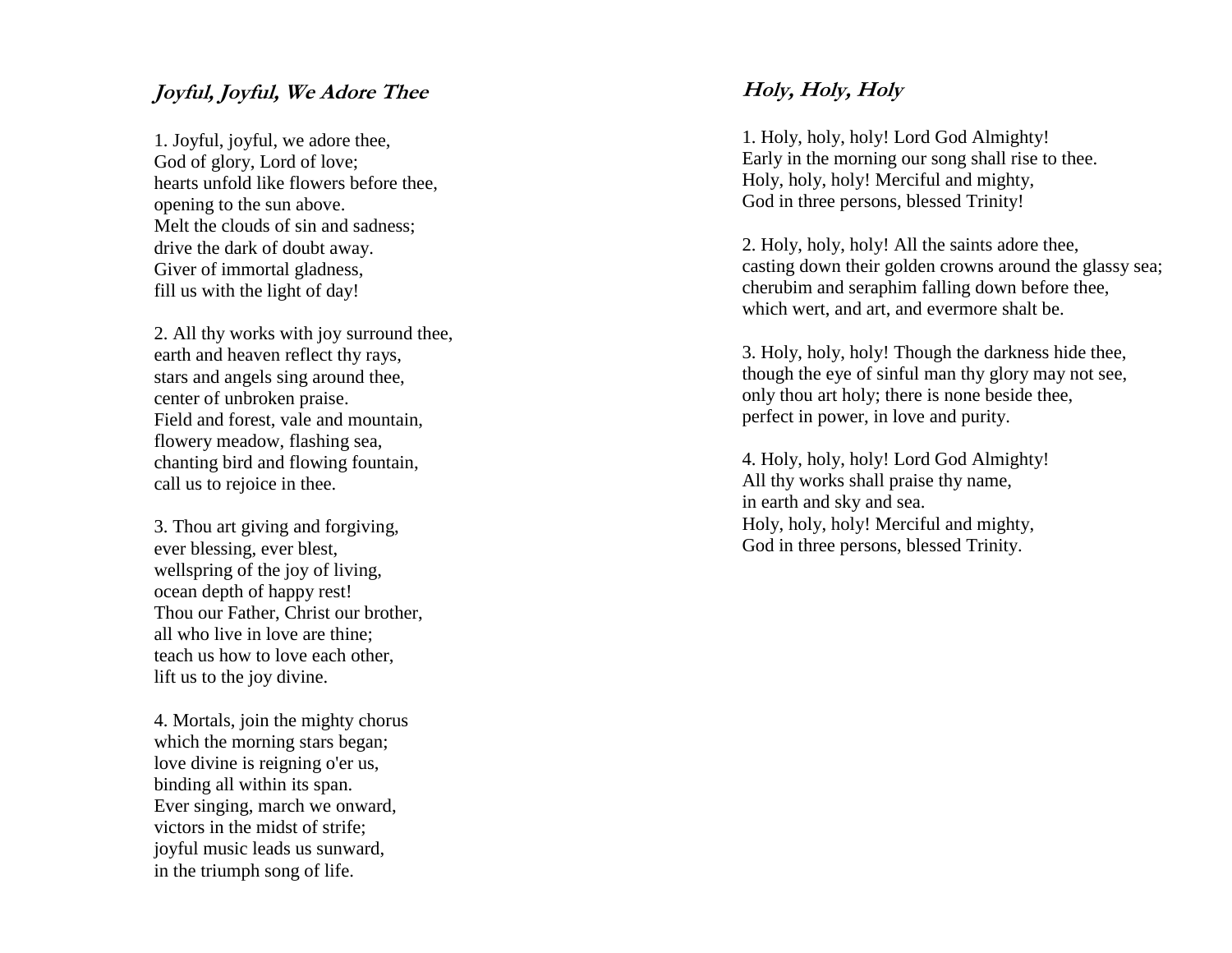## *Joyful, Joyful, We Adore Thee*

1. Joyful, joyful, we adore thee,
God of glory, Lord of love;
hearts unfold like flowers before thee,
opening to the sun above.
Melt the clouds of sin and sadness;
drive the dark of doubt away.
Giver of immortal gladness,
fill us with the light of day!

2. All thy works with joy surround thee,
earth and heaven reflect thy rays,
stars and angels sing around thee,
center of unbroken praise.
Field and forest, vale and mountain,
flowery meadow, flashing sea,
chanting bird and flowing fountain,
call us to rejoice in thee.

3. Thou art giving and forgiving,
ever blessing, ever blest,
wellspring of the joy of living,
ocean depth of happy rest!
Thou our Father, Christ our brother,
all who live in love are thine;
teach us how to love each other,
lift us to the joy divine.

4. Mortals, join the mighty chorus
which the morning stars began;
love divine is reigning o'er us,
binding all within its span.
Ever singing, march we onward,
victors in the midst of strife;
joyful music leads us sunward,
in the triumph song of life.

## *Holy, Holy, Holy*

1. Holy, holy, holy! Lord God Almighty!
Early in the morning our song shall rise to thee.
Holy, holy, holy! Merciful and mighty,
God in three persons, blessed Trinity!

2. Holy, holy, holy! All the saints adore thee,
casting down their golden crowns around the glassy sea;
cherubim and seraphim falling down before thee,
which wert, and art, and evermore shalt be.

3. Holy, holy, holy! Though the darkness hide thee,
though the eye of sinful man thy glory may not see,
only thou art holy; there is none beside thee,
perfect in power, in love and purity.

4. Holy, holy, holy! Lord God Almighty!
All thy works shall praise thy name,
in earth and sky and sea.
Holy, holy, holy! Merciful and mighty,
God in three persons, blessed Trinity.